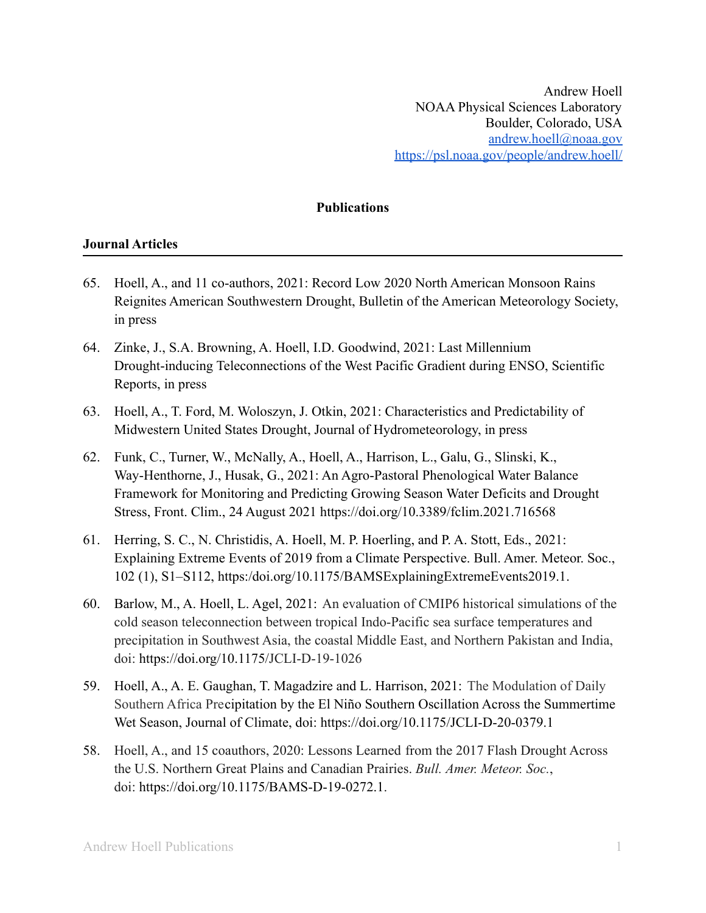Andrew Hoell
NOAA Physical Sciences Laboratory
Boulder, Colorado, USA
[andrew.hoell@noaa.gov](mailto:andrew.hoell@noaa.gov)
[https://psl.noaa.gov/people/andrew.hoell/](https://psl.noaa.gov/people/andrew.hoell/)

## Publications

### Journal Articles

65. Hoell, A., and 11 co-authors, 2021: Record Low 2020 North American Monsoon Rains Reignites American Southwestern Drought, Bulletin of the American Meteorology Society, in press

64. Zinke, J., S.A. Browning, A. Hoell, I.D. Goodwind, 2021: Last Millennium Drought-inducing Teleconnections of the West Pacific Gradient during ENSO, Scientific Reports, in press

63. Hoell, A., T. Ford, M. Woloszyn, J. Otkin, 2021: Characteristics and Predictability of Midwestern United States Drought, Journal of Hydrometeorology, in press

62. Funk, C., Turner, W., McNally, A., Hoell, A., Harrison, L., Galu, G., Slinski, K., Way-Henthorne, J., Husak, G., 2021: An Agro-Pastoral Phenological Water Balance Framework for Monitoring and Predicting Growing Season Water Deficits and Drought Stress, Front. Clim., 24 August 2021 https://doi.org/10.3389/fclim.2021.716568

61. Herring, S. C., N. Christidis, A. Hoell, M. P. Hoerling, and P. A. Stott, Eds., 2021: Explaining Extreme Events of 2019 from a Climate Perspective. Bull. Amer. Meteor. Soc., 102 (1), S1–S112, https:/doi.org/10.1175/BAMSExplainingExtremeEvents2019.1.

60. Barlow, M., A. Hoell, L. Agel, 2021: An evaluation of CMIP6 historical simulations of the cold season teleconnection between tropical Indo-Pacific sea surface temperatures and precipitation in Southwest Asia, the coastal Middle East, and Northern Pakistan and India, doi: https://doi.org/10.1175/JCLI-D-19-1026

59. Hoell, A., A. E. Gaughan, T. Magadzire and L. Harrison, 2021: The Modulation of Daily Southern Africa Precipitation by the El Niño Southern Oscillation Across the Summertime Wet Season, Journal of Climate, doi: https://doi.org/10.1175/JCLI-D-20-0379.1

58. Hoell, A., and 15 coauthors, 2020: Lessons Learned from the 2017 Flash Drought Across the U.S. Northern Great Plains and Canadian Prairies. *Bull. Amer. Meteor. Soc.*, doi: https://doi.org/10.1175/BAMS-D-19-0272.1.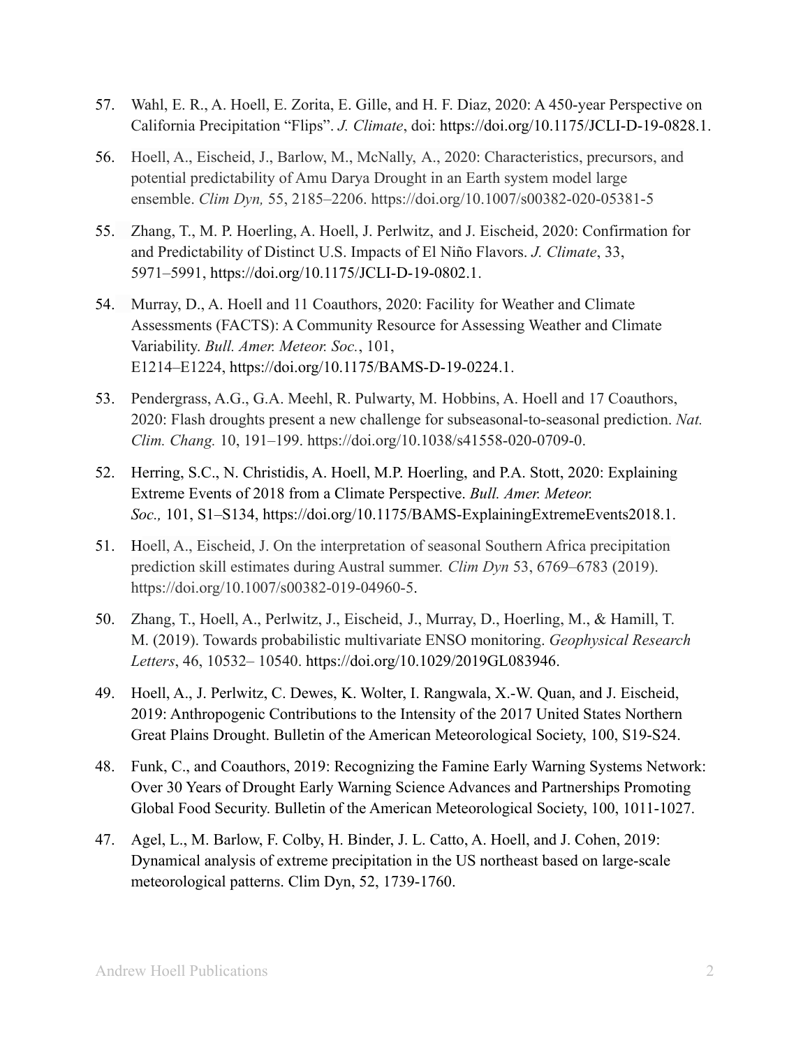57. Wahl, E. R., A. Hoell, E. Zorita, E. Gille, and H. F. Diaz, 2020: A 450-year Perspective on California Precipitation "Flips". *J. Climate*, doi: https://doi.org/10.1175/JCLI-D-19-0828.1.

56. Hoell, A., Eischeid, J., Barlow, M., McNally, A., 2020: Characteristics, precursors, and potential predictability of Amu Darya Drought in an Earth system model large ensemble. *Clim Dyn,* 55, 2185–2206. https://doi.org/10.1007/s00382-020-05381-5

55. Zhang, T., M. P. Hoerling, A. Hoell, J. Perlwitz, and J. Eischeid, 2020: Confirmation for and Predictability of Distinct U.S. Impacts of El Niño Flavors. *J. Climate*, 33, 5971–5991, https://doi.org/10.1175/JCLI-D-19-0802.1.

54. Murray, D., A. Hoell and 11 Coauthors, 2020: Facility for Weather and Climate Assessments (FACTS): A Community Resource for Assessing Weather and Climate Variability. *Bull. Amer. Meteor. Soc.*, 101, E1214–E1224, https://doi.org/10.1175/BAMS-D-19-0224.1.

53. Pendergrass, A.G., G.A. Meehl, R. Pulwarty, M. Hobbins, A. Hoell and 17 Coauthors, 2020: Flash droughts present a new challenge for subseasonal-to-seasonal prediction. *Nat. Clim. Chang.* 10, 191–199. https://doi.org/10.1038/s41558-020-0709-0.

52. Herring, S.C., N. Christidis, A. Hoell, M.P. Hoerling, and P.A. Stott, 2020: Explaining Extreme Events of 2018 from a Climate Perspective. *Bull. Amer. Meteor. Soc.,* 101, S1–S134, https://doi.org/10.1175/BAMS-ExplainingExtremeEvents2018.1.

51. Hoell, A., Eischeid, J. On the interpretation of seasonal Southern Africa precipitation prediction skill estimates during Austral summer. *Clim Dyn* 53, 6769–6783 (2019). https://doi.org/10.1007/s00382-019-04960-5.

50. Zhang, T., Hoell, A., Perlwitz, J., Eischeid, J., Murray, D., Hoerling, M., & Hamill, T. M. (2019). Towards probabilistic multivariate ENSO monitoring. *Geophysical Research Letters*, 46, 10532– 10540. https://doi.org/10.1029/2019GL083946.

49. Hoell, A., J. Perlwitz, C. Dewes, K. Wolter, I. Rangwala, X.-W. Quan, and J. Eischeid, 2019: Anthropogenic Contributions to the Intensity of the 2017 United States Northern Great Plains Drought. Bulletin of the American Meteorological Society, 100, S19-S24.

48. Funk, C., and Coauthors, 2019: Recognizing the Famine Early Warning Systems Network: Over 30 Years of Drought Early Warning Science Advances and Partnerships Promoting Global Food Security. Bulletin of the American Meteorological Society, 100, 1011-1027.

47. Agel, L., M. Barlow, F. Colby, H. Binder, J. L. Catto, A. Hoell, and J. Cohen, 2019: Dynamical analysis of extreme precipitation in the US northeast based on large-scale meteorological patterns. Clim Dyn, 52, 1739-1760.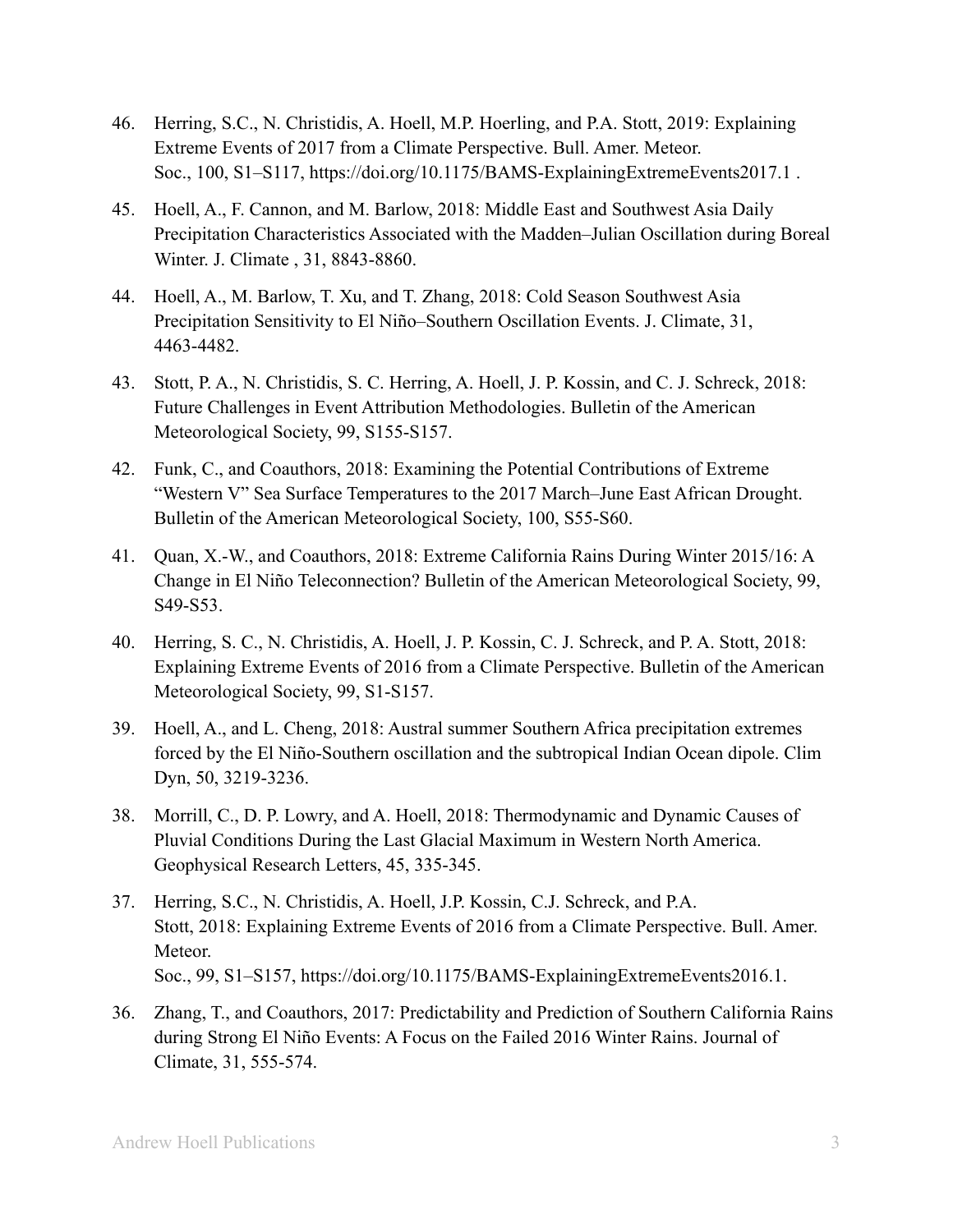46. Herring, S.C., N. Christidis, A. Hoell, M.P. Hoerling, and P.A. Stott, 2019: Explaining Extreme Events of 2017 from a Climate Perspective. Bull. Amer. Meteor. Soc., 100, S1–S117, https://doi.org/10.1175/BAMS-ExplainingExtremeEvents2017.1 .

45. Hoell, A., F. Cannon, and M. Barlow, 2018: Middle East and Southwest Asia Daily Precipitation Characteristics Associated with the Madden–Julian Oscillation during Boreal Winter. J. Climate , 31, 8843-8860.

44. Hoell, A., M. Barlow, T. Xu, and T. Zhang, 2018: Cold Season Southwest Asia Precipitation Sensitivity to El Niño–Southern Oscillation Events. J. Climate, 31, 4463-4482.

43. Stott, P. A., N. Christidis, S. C. Herring, A. Hoell, J. P. Kossin, and C. J. Schreck, 2018: Future Challenges in Event Attribution Methodologies. Bulletin of the American Meteorological Society, 99, S155-S157.

42. Funk, C., and Coauthors, 2018: Examining the Potential Contributions of Extreme "Western V" Sea Surface Temperatures to the 2017 March–June East African Drought. Bulletin of the American Meteorological Society, 100, S55-S60.

41. Quan, X.-W., and Coauthors, 2018: Extreme California Rains During Winter 2015/16: A Change in El Niño Teleconnection? Bulletin of the American Meteorological Society, 99, S49-S53.

40. Herring, S. C., N. Christidis, A. Hoell, J. P. Kossin, C. J. Schreck, and P. A. Stott, 2018: Explaining Extreme Events of 2016 from a Climate Perspective. Bulletin of the American Meteorological Society, 99, S1-S157.

39. Hoell, A., and L. Cheng, 2018: Austral summer Southern Africa precipitation extremes forced by the El Niño-Southern oscillation and the subtropical Indian Ocean dipole. Clim Dyn, 50, 3219-3236.

38. Morrill, C., D. P. Lowry, and A. Hoell, 2018: Thermodynamic and Dynamic Causes of Pluvial Conditions During the Last Glacial Maximum in Western North America. Geophysical Research Letters, 45, 335-345.

37. Herring, S.C., N. Christidis, A. Hoell, J.P. Kossin, C.J. Schreck, and P.A. Stott, 2018: Explaining Extreme Events of 2016 from a Climate Perspective. Bull. Amer. Meteor. Soc., 99, S1–S157, https://doi.org/10.1175/BAMS-ExplainingExtremeEvents2016.1.

36. Zhang, T., and Coauthors, 2017: Predictability and Prediction of Southern California Rains during Strong El Niño Events: A Focus on the Failed 2016 Winter Rains. Journal of Climate, 31, 555-574.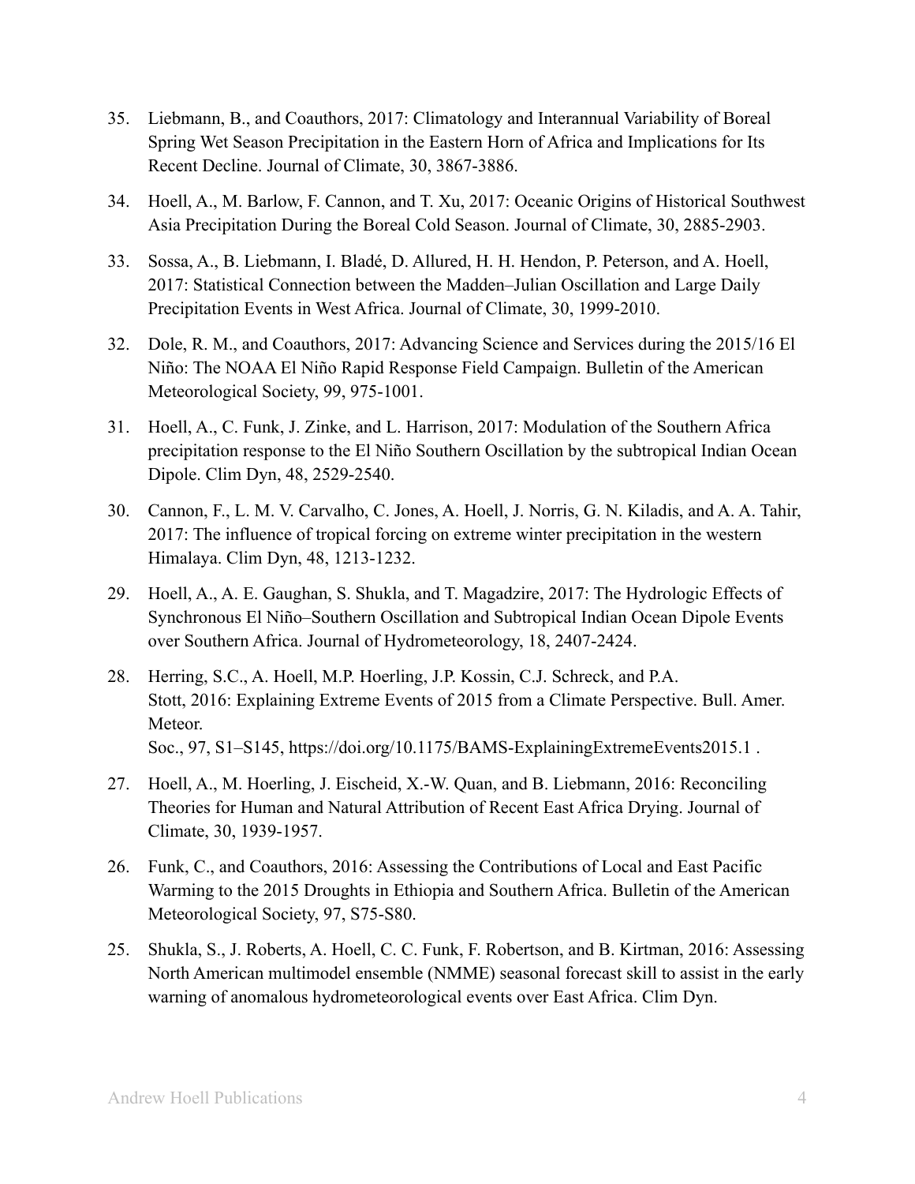35. Liebmann, B., and Coauthors, 2017: Climatology and Interannual Variability of Boreal Spring Wet Season Precipitation in the Eastern Horn of Africa and Implications for Its Recent Decline. Journal of Climate, 30, 3867-3886.

34. Hoell, A., M. Barlow, F. Cannon, and T. Xu, 2017: Oceanic Origins of Historical Southwest Asia Precipitation During the Boreal Cold Season. Journal of Climate, 30, 2885-2903.

33. Sossa, A., B. Liebmann, I. Bladé, D. Allured, H. H. Hendon, P. Peterson, and A. Hoell, 2017: Statistical Connection between the Madden–Julian Oscillation and Large Daily Precipitation Events in West Africa. Journal of Climate, 30, 1999-2010.

32. Dole, R. M., and Coauthors, 2017: Advancing Science and Services during the 2015/16 El Niño: The NOAA El Niño Rapid Response Field Campaign. Bulletin of the American Meteorological Society, 99, 975-1001.

31. Hoell, A., C. Funk, J. Zinke, and L. Harrison, 2017: Modulation of the Southern Africa precipitation response to the El Niño Southern Oscillation by the subtropical Indian Ocean Dipole. Clim Dyn, 48, 2529-2540.

30. Cannon, F., L. M. V. Carvalho, C. Jones, A. Hoell, J. Norris, G. N. Kiladis, and A. A. Tahir, 2017: The influence of tropical forcing on extreme winter precipitation in the western Himalaya. Clim Dyn, 48, 1213-1232.

29. Hoell, A., A. E. Gaughan, S. Shukla, and T. Magadzire, 2017: The Hydrologic Effects of Synchronous El Niño–Southern Oscillation and Subtropical Indian Ocean Dipole Events over Southern Africa. Journal of Hydrometeorology, 18, 2407-2424.

28. Herring, S.C., A. Hoell, M.P. Hoerling, J.P. Kossin, C.J. Schreck, and P.A. Stott, 2016: Explaining Extreme Events of 2015 from a Climate Perspective. Bull. Amer. Meteor. Soc., 97, S1–S145, https://doi.org/10.1175/BAMS-ExplainingExtremeEvents2015.1 .

27. Hoell, A., M. Hoerling, J. Eischeid, X.-W. Quan, and B. Liebmann, 2016: Reconciling Theories for Human and Natural Attribution of Recent East Africa Drying. Journal of Climate, 30, 1939-1957.

26. Funk, C., and Coauthors, 2016: Assessing the Contributions of Local and East Pacific Warming to the 2015 Droughts in Ethiopia and Southern Africa. Bulletin of the American Meteorological Society, 97, S75-S80.

25. Shukla, S., J. Roberts, A. Hoell, C. C. Funk, F. Robertson, and B. Kirtman, 2016: Assessing North American multimodel ensemble (NMME) seasonal forecast skill to assist in the early warning of anomalous hydrometeorological events over East Africa. Clim Dyn.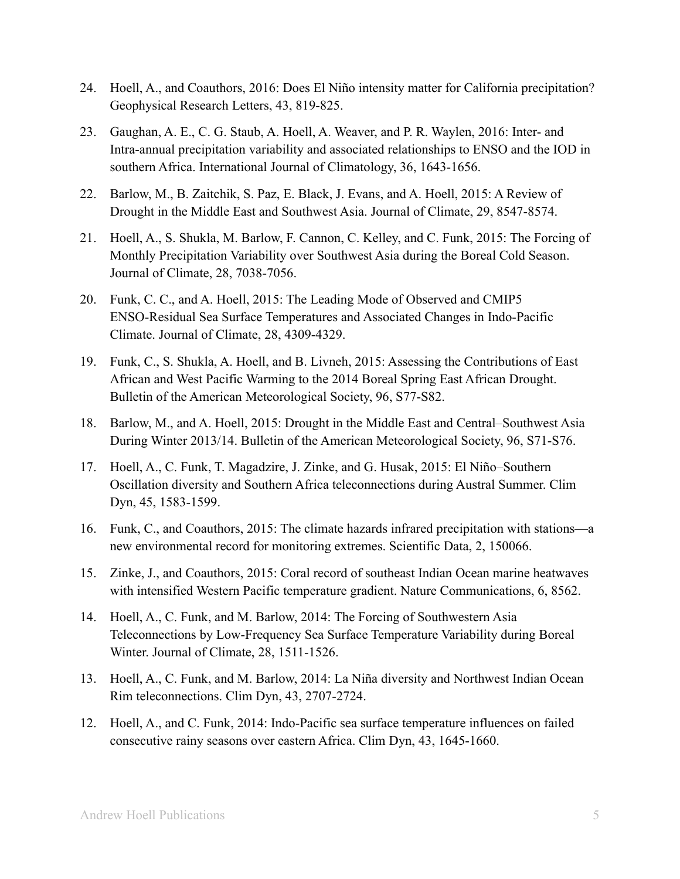24. Hoell, A., and Coauthors, 2016: Does El Niño intensity matter for California precipitation? Geophysical Research Letters, 43, 819-825.

23. Gaughan, A. E., C. G. Staub, A. Hoell, A. Weaver, and P. R. Waylen, 2016: Inter- and Intra-annual precipitation variability and associated relationships to ENSO and the IOD in southern Africa. International Journal of Climatology, 36, 1643-1656.

22. Barlow, M., B. Zaitchik, S. Paz, E. Black, J. Evans, and A. Hoell, 2015: A Review of Drought in the Middle East and Southwest Asia. Journal of Climate, 29, 8547-8574.

21. Hoell, A., S. Shukla, M. Barlow, F. Cannon, C. Kelley, and C. Funk, 2015: The Forcing of Monthly Precipitation Variability over Southwest Asia during the Boreal Cold Season. Journal of Climate, 28, 7038-7056.

20. Funk, C. C., and A. Hoell, 2015: The Leading Mode of Observed and CMIP5 ENSO-Residual Sea Surface Temperatures and Associated Changes in Indo-Pacific Climate. Journal of Climate, 28, 4309-4329.

19. Funk, C., S. Shukla, A. Hoell, and B. Livneh, 2015: Assessing the Contributions of East African and West Pacific Warming to the 2014 Boreal Spring East African Drought. Bulletin of the American Meteorological Society, 96, S77-S82.

18. Barlow, M., and A. Hoell, 2015: Drought in the Middle East and Central–Southwest Asia During Winter 2013/14. Bulletin of the American Meteorological Society, 96, S71-S76.

17. Hoell, A., C. Funk, T. Magadzire, J. Zinke, and G. Husak, 2015: El Niño–Southern Oscillation diversity and Southern Africa teleconnections during Austral Summer. Clim Dyn, 45, 1583-1599.

16. Funk, C., and Coauthors, 2015: The climate hazards infrared precipitation with stations—a new environmental record for monitoring extremes. Scientific Data, 2, 150066.

15. Zinke, J., and Coauthors, 2015: Coral record of southeast Indian Ocean marine heatwaves with intensified Western Pacific temperature gradient. Nature Communications, 6, 8562.

14. Hoell, A., C. Funk, and M. Barlow, 2014: The Forcing of Southwestern Asia Teleconnections by Low-Frequency Sea Surface Temperature Variability during Boreal Winter. Journal of Climate, 28, 1511-1526.

13. Hoell, A., C. Funk, and M. Barlow, 2014: La Niña diversity and Northwest Indian Ocean Rim teleconnections. Clim Dyn, 43, 2707-2724.

12. Hoell, A., and C. Funk, 2014: Indo-Pacific sea surface temperature influences on failed consecutive rainy seasons over eastern Africa. Clim Dyn, 43, 1645-1660.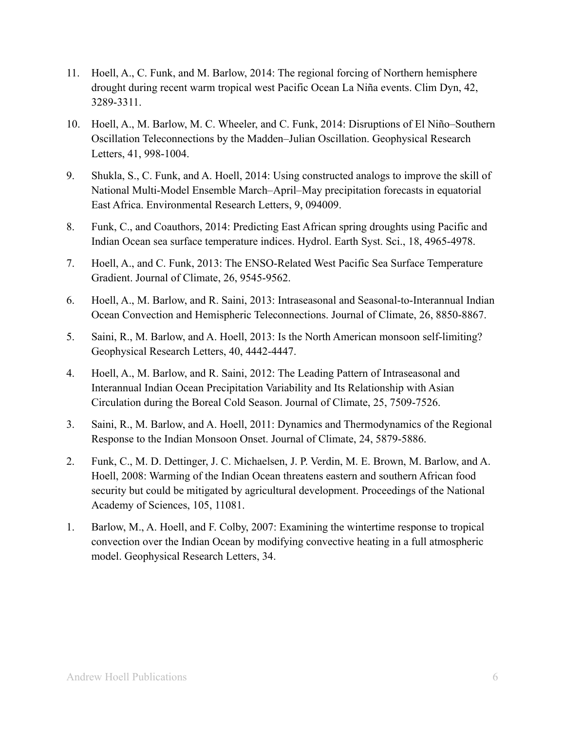11. Hoell, A., C. Funk, and M. Barlow, 2014: The regional forcing of Northern hemisphere drought during recent warm tropical west Pacific Ocean La Niña events. Clim Dyn, 42, 3289-3311.

10. Hoell, A., M. Barlow, M. C. Wheeler, and C. Funk, 2014: Disruptions of El Niño–Southern Oscillation Teleconnections by the Madden–Julian Oscillation. Geophysical Research Letters, 41, 998-1004.

9. Shukla, S., C. Funk, and A. Hoell, 2014: Using constructed analogs to improve the skill of National Multi-Model Ensemble March–April–May precipitation forecasts in equatorial East Africa. Environmental Research Letters, 9, 094009.

8. Funk, C., and Coauthors, 2014: Predicting East African spring droughts using Pacific and Indian Ocean sea surface temperature indices. Hydrol. Earth Syst. Sci., 18, 4965-4978.

7. Hoell, A., and C. Funk, 2013: The ENSO-Related West Pacific Sea Surface Temperature Gradient. Journal of Climate, 26, 9545-9562.

6. Hoell, A., M. Barlow, and R. Saini, 2013: Intraseasonal and Seasonal-to-Interannual Indian Ocean Convection and Hemispheric Teleconnections. Journal of Climate, 26, 8850-8867.

5. Saini, R., M. Barlow, and A. Hoell, 2013: Is the North American monsoon self-limiting? Geophysical Research Letters, 40, 4442-4447.

4. Hoell, A., M. Barlow, and R. Saini, 2012: The Leading Pattern of Intraseasonal and Interannual Indian Ocean Precipitation Variability and Its Relationship with Asian Circulation during the Boreal Cold Season. Journal of Climate, 25, 7509-7526.

3. Saini, R., M. Barlow, and A. Hoell, 2011: Dynamics and Thermodynamics of the Regional Response to the Indian Monsoon Onset. Journal of Climate, 24, 5879-5886.

2. Funk, C., M. D. Dettinger, J. C. Michaelsen, J. P. Verdin, M. E. Brown, M. Barlow, and A. Hoell, 2008: Warming of the Indian Ocean threatens eastern and southern African food security but could be mitigated by agricultural development. Proceedings of the National Academy of Sciences, 105, 11081.

1. Barlow, M., A. Hoell, and F. Colby, 2007: Examining the wintertime response to tropical convection over the Indian Ocean by modifying convective heating in a full atmospheric model. Geophysical Research Letters, 34.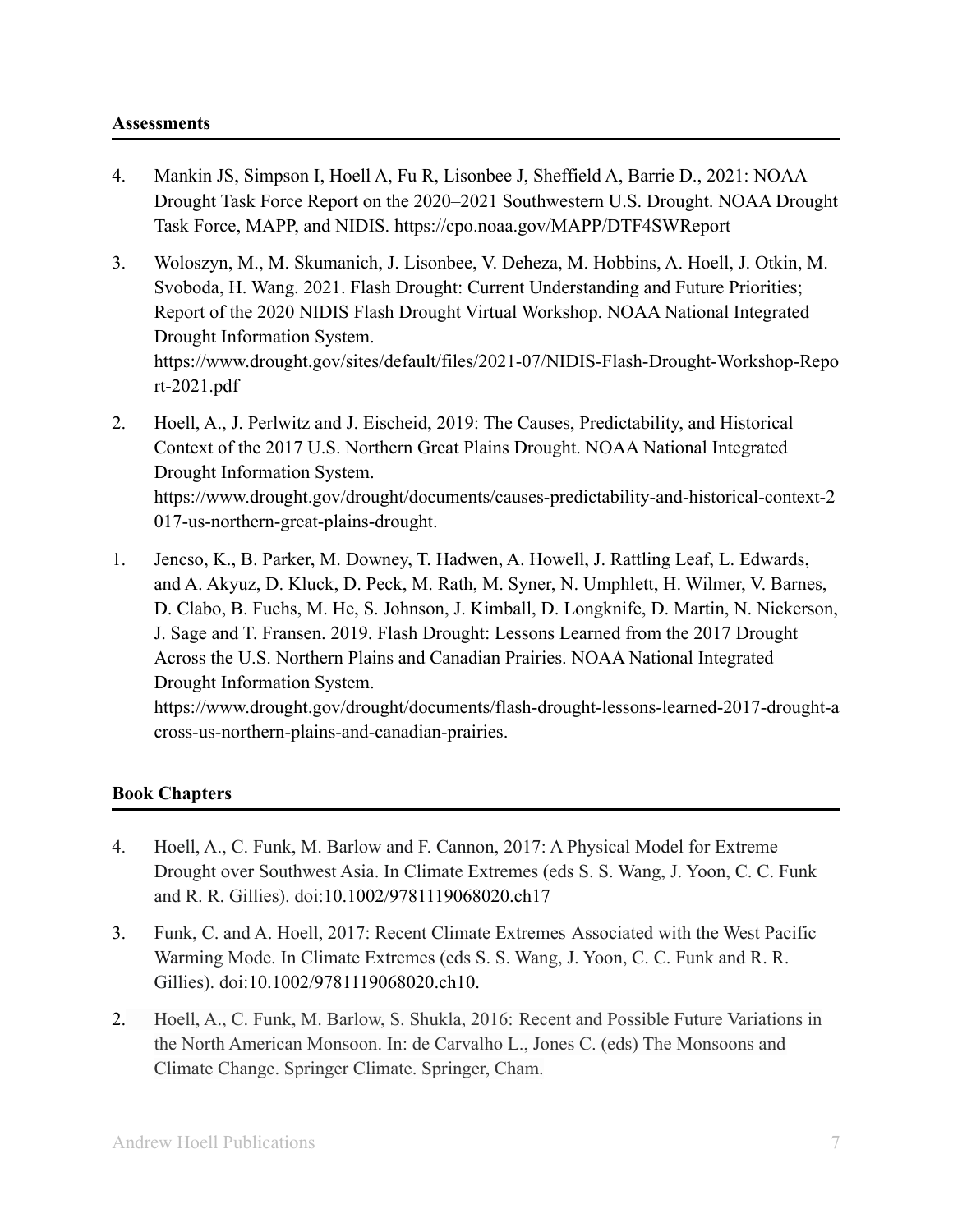**Assessments**

4. Mankin JS, Simpson I, Hoell A, Fu R, Lisonbee J, Sheffield A, Barrie D., 2021: NOAA Drought Task Force Report on the 2020–2021 Southwestern U.S. Drought. NOAA Drought Task Force, MAPP, and NIDIS. https://cpo.noaa.gov/MAPP/DTF4SWReport

3. Woloszyn, M., M. Skumanich, J. Lisonbee, V. Deheza, M. Hobbins, A. Hoell, J. Otkin, M. Svoboda, H. Wang. 2021. Flash Drought: Current Understanding and Future Priorities; Report of the 2020 NIDIS Flash Drought Virtual Workshop. NOAA National Integrated Drought Information System. https://www.drought.gov/sites/default/files/2021-07/NIDIS-Flash-Drought-Workshop-Report-2021.pdf

2. Hoell, A., J. Perlwitz and J. Eischeid, 2019: The Causes, Predictability, and Historical Context of the 2017 U.S. Northern Great Plains Drought. NOAA National Integrated Drought Information System. https://www.drought.gov/drought/documents/causes-predictability-and-historical-context-2017-us-northern-great-plains-drought.

1. Jencso, K., B. Parker, M. Downey, T. Hadwen, A. Howell, J. Rattling Leaf, L. Edwards, and A. Akyuz, D. Kluck, D. Peck, M. Rath, M. Syner, N. Umphlett, H. Wilmer, V. Barnes, D. Clabo, B. Fuchs, M. He, S. Johnson, J. Kimball, D. Longknife, D. Martin, N. Nickerson, J. Sage and T. Fransen. 2019. Flash Drought: Lessons Learned from the 2017 Drought Across the U.S. Northern Plains and Canadian Prairies. NOAA National Integrated Drought Information System. https://www.drought.gov/drought/documents/flash-drought-lessons-learned-2017-drought-across-us-northern-plains-and-canadian-prairies.

**Book Chapters**

4. Hoell, A., C. Funk, M. Barlow and F. Cannon, 2017: A Physical Model for Extreme Drought over Southwest Asia. In Climate Extremes (eds S. S. Wang, J. Yoon, C. C. Funk and R. R. Gillies). doi:10.1002/9781119068020.ch17

3. Funk, C. and A. Hoell, 2017: Recent Climate Extremes Associated with the West Pacific Warming Mode. In Climate Extremes (eds S. S. Wang, J. Yoon, C. C. Funk and R. R. Gillies). doi:10.1002/9781119068020.ch10.

2. Hoell, A., C. Funk, M. Barlow, S. Shukla, 2016: Recent and Possible Future Variations in the North American Monsoon. In: de Carvalho L., Jones C. (eds) The Monsoons and Climate Change. Springer Climate. Springer, Cham.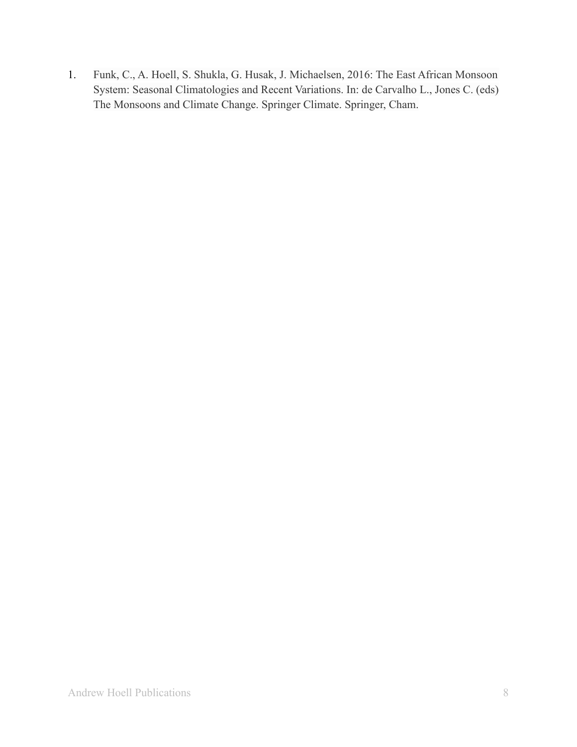1. Funk, C., A. Hoell, S. Shukla, G. Husak, J. Michaelsen, 2016: The East African Monsoon System: Seasonal Climatologies and Recent Variations. In: de Carvalho L., Jones C. (eds) The Monsoons and Climate Change. Springer Climate. Springer, Cham.